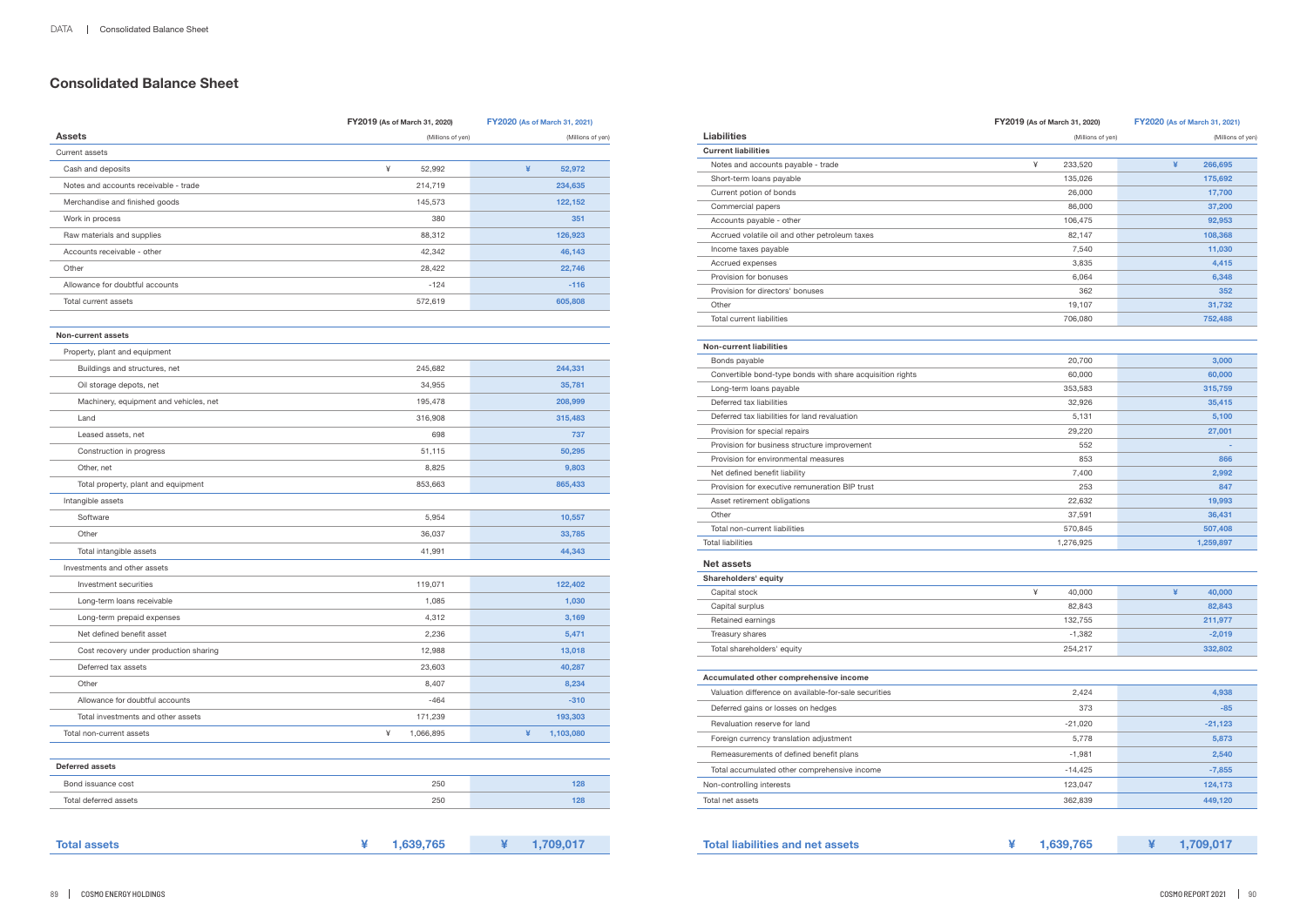# Consolidated Balance Sheet

| Assets | FY2019 (As of March 31, 2020) (Millions of yen) | FY2020 (As of March 31, 2021) (Millions of yen) |
|---|---|---|
| Current assets | | |
| Cash and deposits | ¥ 52,992 | ¥ 52,972 |
| Notes and accounts receivable - trade | 214,719 | 234,635 |
| Merchandise and finished goods | 145,573 | 122,152 |
| Work in process | 380 | 351 |
| Raw materials and supplies | 88,312 | 126,923 |
| Accounts receivable - other | 42,342 | 46,143 |
| Other | 28,422 | 22,746 |
| Allowance for doubtful accounts | -124 | -116 |
| Total current assets | 572,619 | 605,808 |
| **Non-current assets** | | |
| Property, plant and equipment | | |
| Buildings and structures, net | 245,682 | 244,331 |
| Oil storage depots, net | 34,955 | 35,781 |
| Machinery, equipment and vehicles, net | 195,478 | 208,999 |
| Land | 316,908 | 315,483 |
| Leased assets, net | 698 | 737 |
| Construction in process | 51,115 | 50,295 |
| Other, net | 8,825 | 9,803 |
| Total property, plant and equipment | 853,663 | 865,433 |
| Intangible assets | | |
| Software | 5,954 | 10,557 |
| Other | 36,037 | 33,785 |
| Total intangible assets | 41,991 | 44,343 |
| Investments and other assets | | |
| Investment securities | 119,071 | 122,402 |
| Long-term loans receivable | 1,085 | 1,030 |
| Long-term prepaid expenses | 4,312 | 3,169 |
| Net defined benefit asset | 2,236 | 5,471 |
| Cost recovery under production sharing | 12,988 | 13,018 |
| Deferred tax assets | 23,603 | 40,287 |
| Other | 8,407 | 8,234 |
| Allowance for doubtful accounts | -464 | -310 |
| Total investments and other assets | 171,239 | 193,303 |
| Total non-current assets | ¥ 1,066,895 | ¥ 1,103,080 |
| **Deferred assets** | | |
| Bond issuance cost | 250 | 128 |
| Total deferred assets | 250 | 128 |
| **Total assets** | **¥ 1,639,765** | **¥ 1,709,017** |

| Liabilities | FY2019 (As of March 31, 2020) (Millions of yen) | FY2020 (As of March 31, 2021) (Millions of yen) |
|---|---|---|
| **Current liabilities** | | |
| Notes and accounts payable - trade | ¥ 233,520 | ¥ 266,695 |
| Short-term loans payable | 135,026 | 175,692 |
| Current potion of bonds | 26,000 | 17,700 |
| Commercial papers | 86,000 | 37,200 |
| Accounts payable - other | 106,475 | 92,953 |
| Accrued volatile oil and other petroleum taxes | 82,147 | 108,368 |
| Income taxes payable | 7,540 | 11,030 |
| Accrued expenses | 3,835 | 4,415 |
| Provision for bonuses | 6,064 | 6,348 |
| Provision for directors' bonuses | 362 | 352 |
| Other | 19,107 | 31,732 |
| Total current liabilities | 706,080 | 752,488 |
| **Non-current liabilities** | | |
| Bonds payable | 20,700 | 3,000 |
| Convertible bond-type bonds with share acquisition rights | 60,000 | 60,000 |
| Long-term loans payable | 353,583 | 315,759 |
| Deferred tax liabilities | 32,926 | 35,415 |
| Deferred tax liabilities for land revaluation | 5,131 | 5,100 |
| Provision for special repairs | 29,220 | 27,001 |
| Provision for business structure improvement | 552 | - |
| Provision for environmental measures | 853 | 866 |
| Net defined benefit liability | 7,400 | 2,992 |
| Provision for executive remuneration BIP trust | 253 | 847 |
| Asset retirement obligations | 22,632 | 19,993 |
| Other | 37,591 | 36,431 |
| Total non-current liabilities | 570,845 | 507,408 |
| Total liabilities | 1,276,925 | 1,259,897 |
| **Net assets** | | |
| **Shareholders' equity** | | |
| Capital stock | ¥ 40,000 | ¥ 40,000 |
| Capital surplus | 82,843 | 82,843 |
| Retained earnings | 132,755 | 211,977 |
| Treasury shares | -1,382 | -2,019 |
| Total shareholders' equity | 254,217 | 332,802 |
| **Accumulated other comprehensive income** | | |
| Valuation difference on available-for-sale securities | 2,424 | 4,938 |
| Deferred gains or losses on hedges | 373 | -85 |
| Revaluation reserve for land | -21,020 | -21,123 |
| Foreign currency translation adjustment | 5,778 | 5,873 |
| Remeasurements of defined benefit plans | -1,981 | 2,540 |
| Total accumulated other comprehensive income | -14,425 | -7,855 |
| Non-controlling interests | 123,047 | 124,173 |
| Total net assets | 362,839 | 449,120 |
| **Total liabilities and net assets** | **¥ 1,639,765** | **¥ 1,709,017** |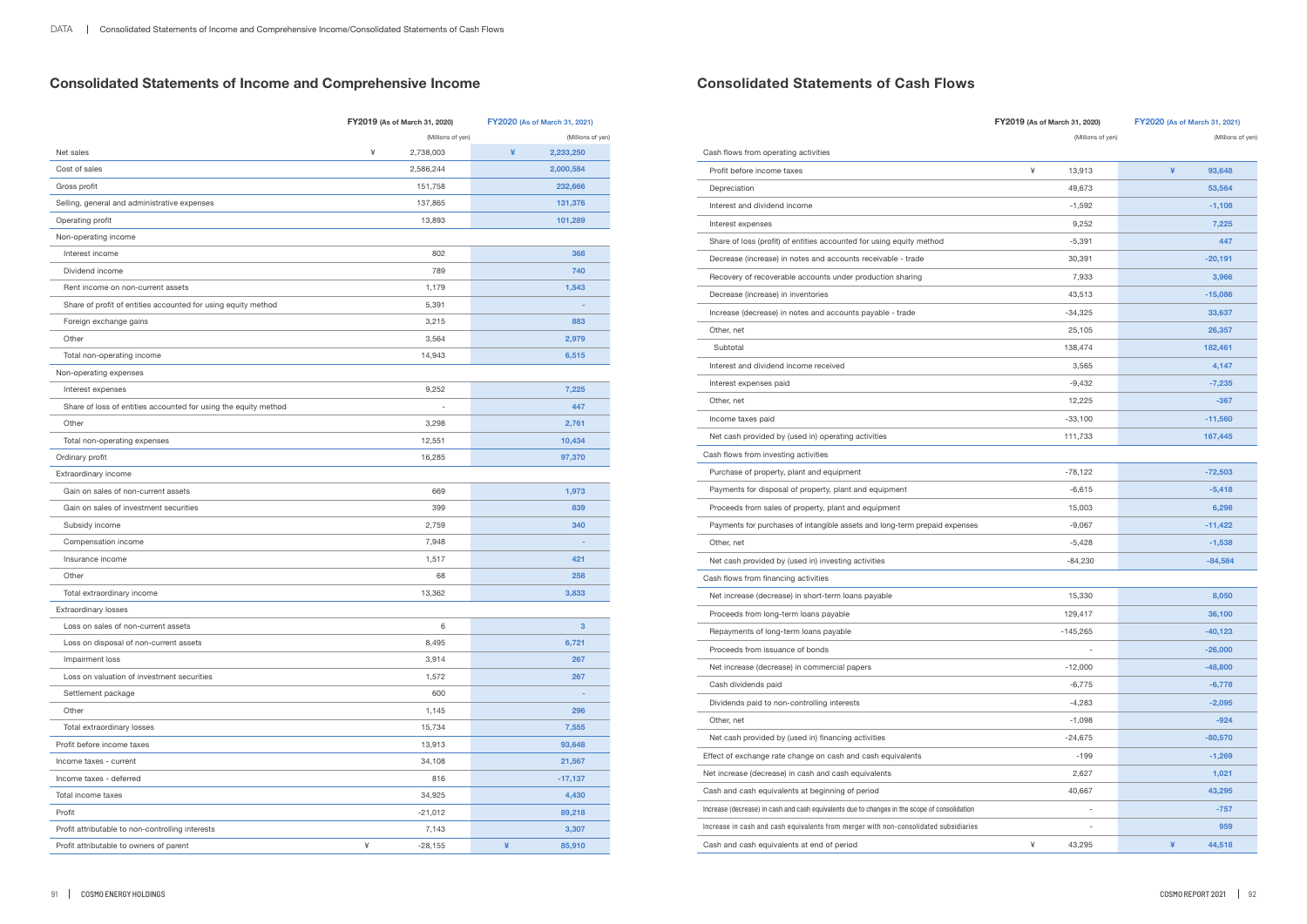## Consolidated Statements of Income and Comprehensive Income

| | FY2019 (As of March 31, 2020) (Millions of yen) | FY2020 (As of March 31, 2021) (Millions of yen) |
|---|---|---|
| Net sales | ¥ 2,738,003 | ¥ 2,233,250 |
| Cost of sales | 2,586,244 | 2,000,584 |
| Gross profit | 151,758 | 232,666 |
| Selling, general and administrative expenses | 137,865 | 131,376 |
| Operating profit | 13,893 | 101,289 |
| Non-operating income | | |
| Interest income | 802 | 368 |
| Dividend income | 789 | 740 |
| Rent income on non-current assets | 1,179 | 1,543 |
| Share of profit of entities accounted for using equity method | 5,391 | - |
| Foreign exchange gains | 3,215 | 883 |
| Other | 3,564 | 2,979 |
| Total non-operating income | 14,943 | 6,515 |
| Non-operating expenses | | |
| Interest expenses | 9,252 | 7,225 |
| Share of loss of entities accounted for using the equity method | - | 447 |
| Other | 3,298 | 2,761 |
| Total non-operating expenses | 12,551 | 10,434 |
| Ordinary profit | 16,285 | 97,370 |
| Extraordinary income | | |
| Gain on sales of non-current assets | 669 | 1,973 |
| Gain on sales of investment securities | 399 | 839 |
| Subsidy income | 2,759 | 340 |
| Compensation income | 7,948 | - |
| Insurance income | 1,517 | 421 |
| Other | 68 | 258 |
| Total extraordinary income | 13,362 | 3,833 |
| Extraordinary losses | | |
| Loss on sales of non-current assets | 6 | 3 |
| Loss on disposal of non-current assets | 8,495 | 6,721 |
| Impairment loss | 3,914 | 267 |
| Loss on valuation of investment securities | 1,572 | 267 |
| Settlement package | 600 | - |
| Other | 1,145 | 296 |
| Total extraordinary losses | 15,734 | 7,555 |
| Profit before income taxes | 13,913 | 93,648 |
| Income taxes - current | 34,108 | 21,567 |
| Income taxes - deferred | 816 | -17,137 |
| Total income taxes | 34,925 | 4,430 |
| Profit | -21,012 | 89,218 |
| Profit attributable to non-controlling interests | 7,143 | 3,307 |
| Profit attributable to owners of parent | ¥ -28,155 | ¥ 85,910 |

## Consolidated Statements of Cash Flows

| | FY2019 (As of March 31, 2020) (Millions of yen) | FY2020 (As of March 31, 2021) (Millions of yen) |
|---|---|---|
| Cash flows from operating activities | | |
| Profit before income taxes | ¥ 13,913 | ¥ 93,648 |
| Depreciation | 49,673 | 53,564 |
| Interest and dividend income | -1,592 | -1,108 |
| Interest expenses | 9,252 | 7,225 |
| Share of loss (profit) of entities accounted for using equity method | -5,391 | 447 |
| Decrease (increase) in notes and accounts receivable - trade | 30,391 | -20,191 |
| Recovery of recoverable accounts under production sharing | 7,933 | 3,966 |
| Decrease (increase) in inventories | 43,513 | -15,086 |
| Increase (decrease) in notes and accounts payable - trade | -34,325 | 33,637 |
| Other, net | 25,105 | 26,357 |
| Subtotal | 138,474 | 182,461 |
| Interest and dividend income received | 3,565 | 4,147 |
| Interest expenses paid | -9,432 | -7,235 |
| Other, net | 12,225 | -367 |
| Income taxes paid | -33,100 | -11,560 |
| Net cash provided by (used in) operating activities | 111,733 | 167,445 |
| Cash flows from investing activities | | |
| Purchase of property, plant and equipment | -78,122 | -72,503 |
| Payments for disposal of property, plant and equipment | -6,615 | -5,418 |
| Proceeds from sales of property, plant and equipment | 15,003 | 6,298 |
| Payments for purchases of intangible assets and long-term prepaid expenses | -9,067 | -11,422 |
| Other, net | -5,428 | -1,538 |
| Net cash provided by (used in) investing activities | -84,230 | -84,584 |
| Cash flows from financing activities | | |
| Net increase (decrease) in short-term loans payable | 15,330 | 8,050 |
| Proceeds from long-term loans payable | 129,417 | 36,100 |
| Repayments of long-term loans payable | -145,265 | -40,123 |
| Proceeds from issuance of bonds | - | -26,000 |
| Net increase (decrease) in commercial papers | -12,000 | -48,800 |
| Cash dividends paid | -6,775 | -6,778 |
| Dividends paid to non-controlling interests | -4,283 | -2,095 |
| Other, net | -1,098 | -924 |
| Net cash provided by (used in) financing activities | -24,675 | -80,570 |
| Effect of exchange rate change on cash and cash equivalents | -199 | -1,269 |
| Net increase (decrease) in cash and cash equivalents | 2,627 | 1,021 |
| Cash and cash equivalents at beginning of period | 40,667 | 43,295 |
| Increase (decrease) in cash and cash equivalents due to changes in the scope of consolidation | - | -757 |
| Increase in cash and cash equivalents from merger with non-consolidated subsidiaries | - | 959 |
| Cash and cash equivalents at end of period | ¥ 43,295 | ¥ 44,518 |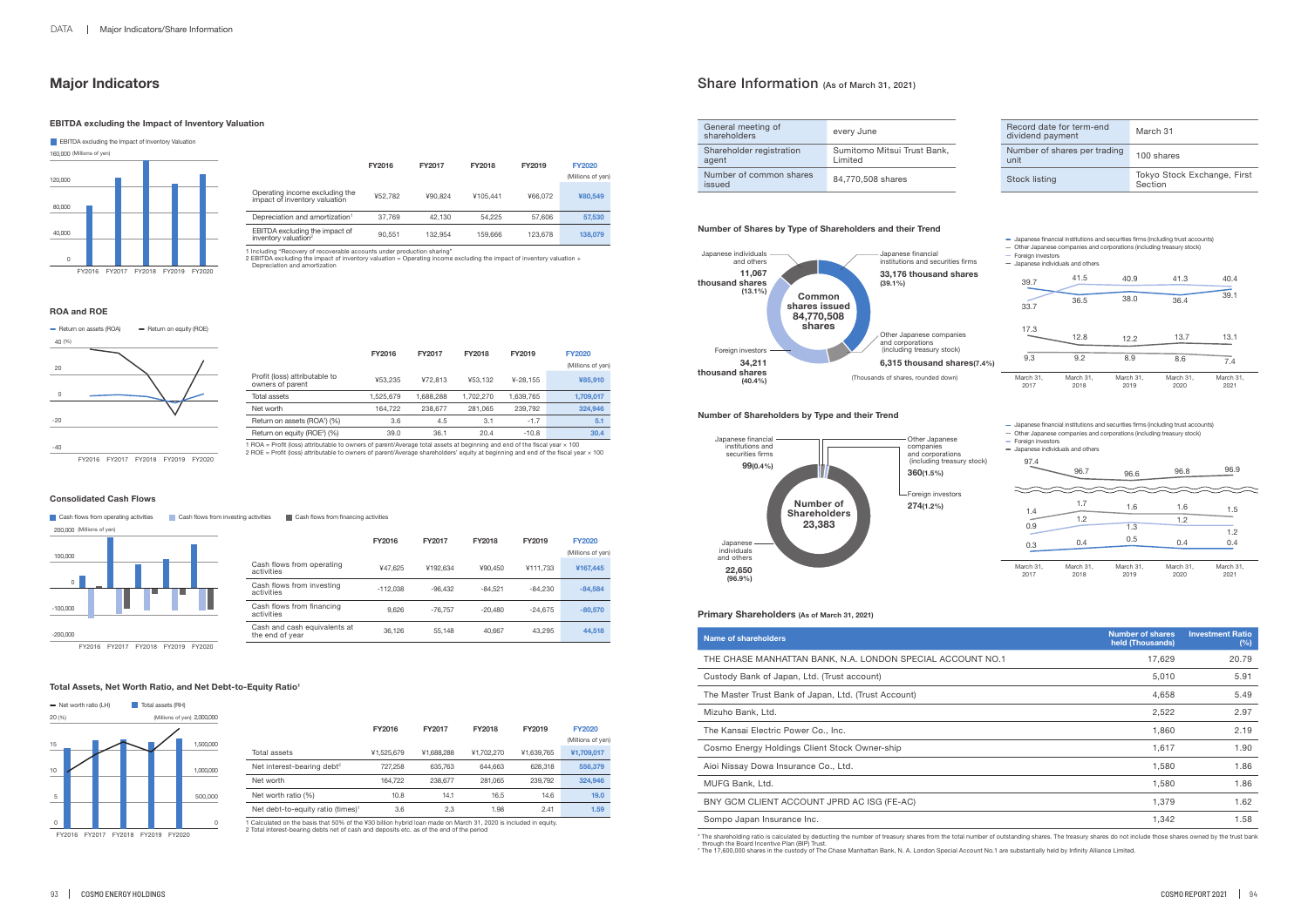# Major Indicators

### EBITDA excluding the Impact of Inventory Valuation

EBITDA excluding the Impact of Inventory Valuation

160,000 (Millions of yen)

120,000

80,000

40,000

0

FY2016 FY2017 FY2018 FY2019 FY2020

| | FY2016 | FY2017 | FY2018 | FY2019 | FY2020 |
|---|---|---|---|---|---|
| | | | | | (Millions of yen) |
| Operating income excluding the impact of inventory valuation | ¥52,782 | ¥90,824 | ¥105,441 | ¥66,072 | ¥80,549 |
| Depreciation and amortization[1] | 37,769 | 42,130 | 54,225 | 57,606 | 57,530 |
| EBITDA excluding the impact of inventory valuation[2] | 90,551 | 132,954 | 159,666 | 123,678 | 138,079 |

1 Including "Recovery of recoverable accounts under production sharing"
2 EBITDA excluding the impact of inventory valuation = Operating income excluding the impact of inventory valuation + Depreciation and amortization

### ROA and ROE

Return on assets (ROA) Return on equity (ROE)

40 (%)

20

0

-20

-40

FY2016 FY2017 FY2018 FY2019 FY2020

| | FY2016 | FY2017 | FY2018 | FY2019 | FY2020 |
|---|---|---|---|---|---|
| | | | | | (Millions of yen) |
| Profit (loss) attributable to owners of parent | ¥53,235 | ¥72,813 | ¥53,132 | ¥-28,155 | ¥85,910 |
| Total assets | 1,525,679 | 1,688,288 | 1,702,270 | 1,639,765 | 1,709,017 |
| Net worth | 164,722 | 238,677 | 281,065 | 239,792 | 324,946 |
| Return on assets (ROA[1]) (%) | 3.6 | 4.5 | 3.1 | -1.7 | 5.1 |
| Return on equity (ROE[2]) (%) | 39.0 | 36.1 | 20.4 | -10.8 | 30.4 |

1 ROA = Profit (loss) attributable to owners of parent/Average total assets at beginning and end of the fiscal year × 100
2 ROE = Profit (loss) attributable to owners of parent/Average shareholders' equity at beginning and end of the fiscal year × 100

### Consolidated Cash Flows

Cash flows from operating activities Cash flows from investing activities Cash flows from financing activities

200,000 (Millions of yen)

100,000

0

-100,000

-200,000

FY2016 FY2017 FY2018 FY2019 FY2020

| | FY2016 | FY2017 | FY2018 | FY2019 | FY2020 |
|---|---|---|---|---|---|
| | | | | | (Millions of yen) |
| Cash flows from operating activities | ¥47,625 | ¥192,634 | ¥90,450 | ¥111,733 | ¥167,445 |
| Cash flows from investing activities | -112,038 | -96,432 | -84,521 | -84,230 | -84,584 |
| Cash flows from financing activities | 9,626 | -76,757 | -20,480 | -24,675 | -80,570 |
| Cash and cash equivalents at the end of year | 36,126 | 55,148 | 40,667 | 43,295 | 44,518 |

### Total Assets, Net Worth Ratio, and Net Debt-to-Equity Ratio[1]

Net worth ratio (LH) Total assets (RH)

20 (%) (Millions of yen) 2,000,000

15 1,500,000

10 1,000,000

5 500,000

0 0

FY2016 FY2017 FY2018 FY2019 FY2020

| | FY2016 | FY2017 | FY2018 | FY2019 | FY2020 |
|---|---|---|---|---|---|
| | | | | | (Millions of yen) |
| Total assets | ¥1,525,679 | ¥1,688,288 | ¥1,702,270 | ¥1,639,765 | ¥1,709,017 |
| Net interest-bearing debt[2] | 727,258 | 635,763 | 644,663 | 628,318 | 556,379 |
| Net worth | 164,722 | 238,677 | 281,065 | 239,792 | 324,946 |
| Net worth ratio (%) | 10.8 | 14.1 | 16.5 | 14.6 | 19.0 |
| Net debt-to-equity ratio (times)[1] | 3.6 | 2.3 | 1.98 | 2.41 | 1.59 |

1 Calculated on the basis that 50% of the ¥30 billion hybrid loan made on March 31, 2020 is included in equity.
2 Total interest-bearing debts net of cash and deposits etc. as of the end of the period

# Share Information (As of March 31, 2021)

| | |
|---|---|
| General meeting of shareholders | every June |
| Shareholder registration agent | Sumitomo Mitsui Trust Bank, Limited |
| Number of common shares issued | 84,770,508 shares |

| | |
|---|---|
| Record date for term-end dividend payment | March 31 |
| Number of shares per trading unit | 100 shares |
| Stock listing | Tokyo Stock Exchange, First Section |

### Number of Shares by Type of Shareholders and their Trend

Common shares issued 84,770,508 shares

Japanese financial institutions and securities firms 33,176 thousand shares (39.1%)

Other Japanese companies and corporations (including treasury stock) 6,315 thousand shares (7.4%)

Foreign investors 34,211 thousand shares (40.4%)

Japanese individuals and others 11,067 thousand shares (13.1%)

(Thousands of shares, rounded down)

Japanese financial institutions and securities firms (including trust accounts)
Other Japanese companies and corporations (including treasury stock)
Foreign investors
Japanese individuals and others

39.7 41.5 40.9 41.3 40.4
33.7 36.5 38.0 36.4 39.1
17.3 12.8 12.2 13.7 13.1
9.3 9.2 8.9 8.6 7.4

March 31, 2017 March 31, 2018 March 31, 2019 March 31, 2020 March 31, 2021

### Number of Shareholders by Type and their Trend

Number of Shareholders 23,383

Japanese financial institutions and securities firms 99 (0.4%)

Other Japanese companies and corporations (including treasury stock) 360 (1.5%)

Foreign investors 274 (1.2%)

Japanese individuals and others 22,650 (96.9%)

Japanese financial institutions and securities firms (including trust accounts)
Other Japanese companies and corporations (including treasury stock)
Foreign investors
Japanese individuals and others

97.4 96.7 96.6 96.8 96.9
1.4 1.7 1.6 1.6 1.5
0.9 1.2 1.3 1.2 1.2
0.3 0.4 0.5 0.4 0.4

March 31, 2017 March 31, 2018 March 31, 2019 March 31, 2020 March 31, 2021

### Primary Shareholders (As of March 31, 2021)

| Name of shareholders | Number of shares held (Thousands) | Investment Ratio (%) |
|---|---|---|
| THE CHASE MANHATTAN BANK, N.A. LONDON SPECIAL ACCOUNT NO.1 | 17,629 | 20.79 |
| Custody Bank of Japan, Ltd. (Trust account) | 5,010 | 5.91 |
| The Master Trust Bank of Japan, Ltd. (Trust Account) | 4,658 | 5.49 |
| Mizuho Bank, Ltd. | 2,522 | 2.97 |
| The Kansai Electric Power Co., Inc. | 1,860 | 2.19 |
| Cosmo Energy Holdings Client Stock Owner-ship | 1,617 | 1.90 |
| Aioi Nissay Dowa Insurance Co., Ltd. | 1,580 | 1.86 |
| MUFG Bank, Ltd. | 1,580 | 1.86 |
| BNY GCM CLIENT ACCOUNT JPRD AC ISG (FE-AC) | 1,379 | 1.62 |
| Sompo Japan Insurance Inc. | 1,342 | 1.58 |

* The shareholding ratio is calculated by deducting the number of treasury shares from the total number of outstanding shares. The treasury shares do not include those shares owned by the trust bank through the Board Incentive Plan (BIP) Trust.
* The 17,600,000 shares in the custody of The Chase Manhattan Bank, N. A. London Special Account No.1 are substantially held by Infinity Alliance Limited.